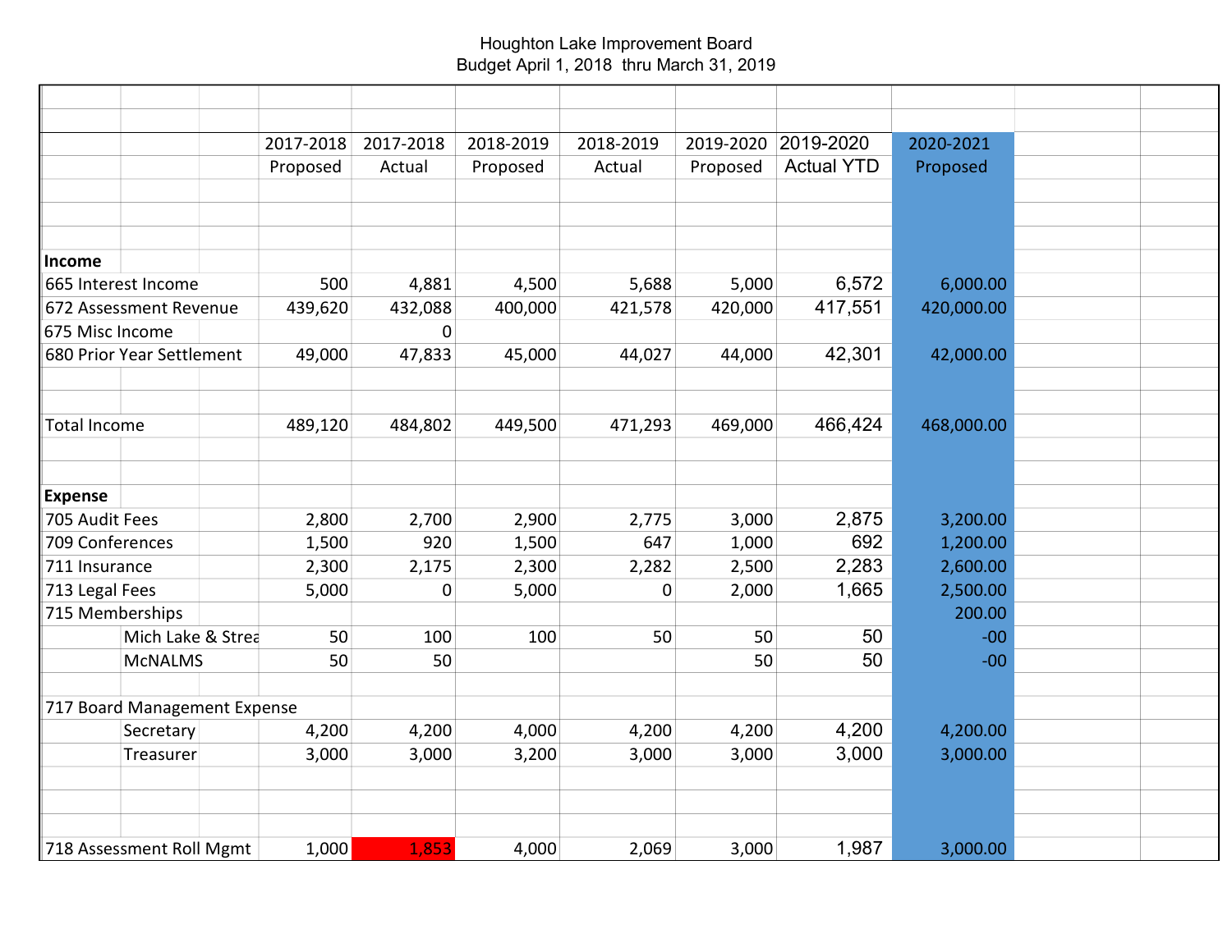Houghton Lake Improvement Board
Budget April 1, 2018 thru March 31, 2019

| | | 2017-2018 Proposed | 2017-2018 Actual | 2018-2019 Proposed | 2018-2019 Actual | 2019-2020 Proposed | 2019-2020 Actual YTD | 2020-2021 Proposed |
|---|---|---|---|---|---|---|---|---|
| **Income** | | | | | | | | |
| 665 Interest Income | | 500 | 4,881 | 4,500 | 5,688 | 5,000 | 6,572 | 6,000.00 |
| 672 Assessment Revenue | | 439,620 | 432,088 | 400,000 | 421,578 | 420,000 | 417,551 | 420,000.00 |
| 675 Misc Income | | | 0 | | | | | |
| 680 Prior Year Settlement | | 49,000 | 47,833 | 45,000 | 44,027 | 44,000 | 42,301 | 42,000.00 |
| Total Income | | 489,120 | 484,802 | 449,500 | 471,293 | 469,000 | 466,424 | 468,000.00 |
| **Expense** | | | | | | | | |
| 705 Audit Fees | | 2,800 | 2,700 | 2,900 | 2,775 | 3,000 | 2,875 | 3,200.00 |
| 709 Conferences | | 1,500 | 920 | 1,500 | 647 | 1,000 | 692 | 1,200.00 |
| 711 Insurance | | 2,300 | 2,175 | 2,300 | 2,282 | 2,500 | 2,283 | 2,600.00 |
| 713 Legal Fees | | 5,000 | 0 | 5,000 | 0 | 2,000 | 1,665 | 2,500.00 |
| 715 Memberships | | | | | | | | 200.00 |
| | Mich Lake & Strea | 50 | 100 | 100 | 50 | 50 | 50 | -00 |
| | McNALMS | 50 | 50 | | | 50 | 50 | -00 |
| 717 Board Management Expense | | | | | | | | |
| | Secretary | 4,200 | 4,200 | 4,000 | 4,200 | 4,200 | 4,200 | 4,200.00 |
| | Treasurer | 3,000 | 3,000 | 3,200 | 3,000 | 3,000 | 3,000 | 3,000.00 |
| 718 Assessment Roll Mgmt | | 1,000 | 1,853 | 4,000 | 2,069 | 3,000 | 1,987 | 3,000.00 |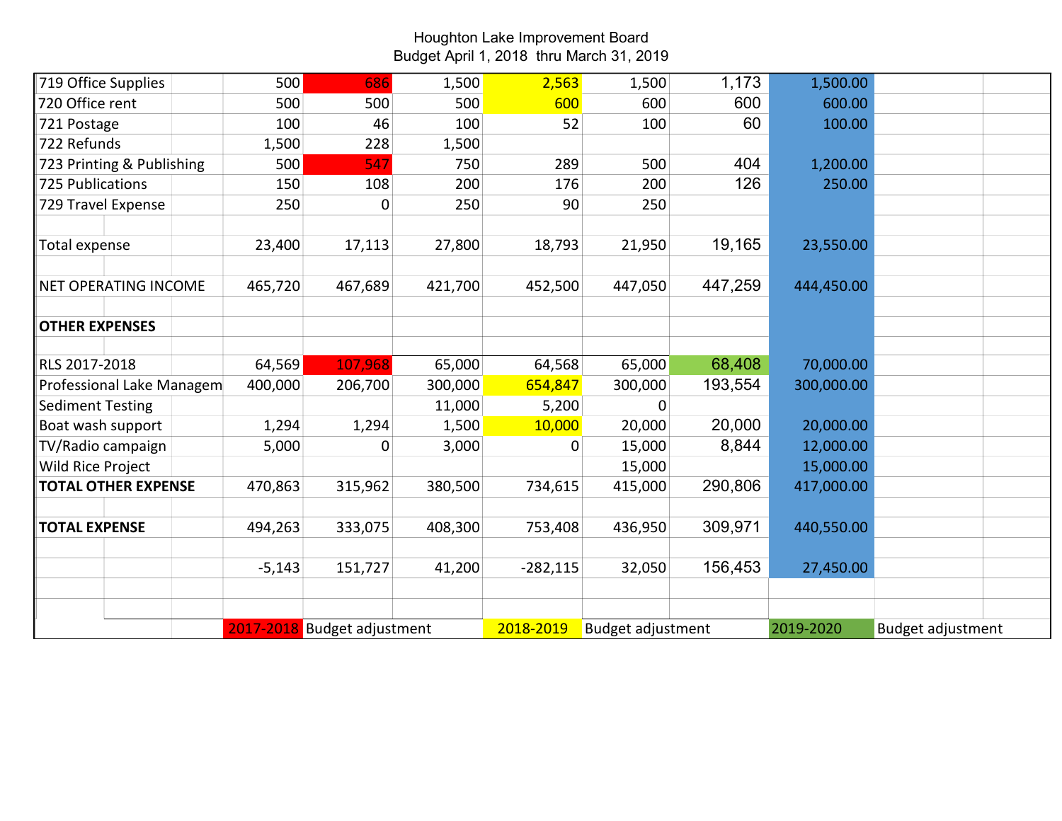Houghton Lake Improvement Board
Budget April 1, 2018 thru March 31, 2019

| | | | | | | | | |
|---|---|---|---|---|---|---|---|---|
| 719 Office Supplies | 500 | 686 | 1,500 | 2,563 | 1,500 | 1,173 | 1,500.00 | |
| 720 Office rent | 500 | 500 | 500 | 600 | 600 | 600 | 600.00 | |
| 721 Postage | 100 | 46 | 100 | 52 | 100 | 60 | 100.00 | |
| 722 Refunds | 1,500 | 228 | 1,500 | | | | | |
| 723 Printing & Publishing | 500 | 547 | 750 | 289 | 500 | 404 | 1,200.00 | |
| 725 Publications | 150 | 108 | 200 | 176 | 200 | 126 | 250.00 | |
| 729 Travel Expense | 250 | 0 | 250 | 90 | 250 | | | |
| | | | | | | | | |
| Total expense | 23,400 | 17,113 | 27,800 | 18,793 | 21,950 | 19,165 | 23,550.00 | |
| | | | | | | | | |
| NET OPERATING INCOME | 465,720 | 467,689 | 421,700 | 452,500 | 447,050 | 447,259 | 444,450.00 | |
| | | | | | | | | |
| **OTHER EXPENSES** | | | | | | | | |
| | | | | | | | | |
| RLS 2017-2018 | 64,569 | 107,968 | 65,000 | 64,568 | 65,000 | 68,408 | 70,000.00 | |
| Professional Lake Managem | 400,000 | 206,700 | 300,000 | 654,847 | 300,000 | 193,554 | 300,000.00 | |
| Sediment Testing | | | 11,000 | 5,200 | 0 | | | |
| Boat wash support | 1,294 | 1,294 | 1,500 | 10,000 | 20,000 | 20,000 | 20,000.00 | |
| TV/Radio campaign | 5,000 | 0 | 3,000 | 0 | 15,000 | 8,844 | 12,000.00 | |
| Wild Rice Project | | | | | 15,000 | | 15,000.00 | |
| **TOTAL OTHER EXPENSE** | 470,863 | 315,962 | 380,500 | 734,615 | 415,000 | 290,806 | 417,000.00 | |
| | | | | | | | | |
| **TOTAL EXPENSE** | 494,263 | 333,075 | 408,300 | 753,408 | 436,950 | 309,971 | 440,550.00 | |
| | | | | | | | | |
| | -5,143 | 151,727 | 41,200 | -282,115 | 32,050 | 156,453 | 27,450.00 | |
| | | | | | | | | |
| | | | | | | | | |
| | 2017-2018 | Budget adjustment | | 2018-2019 | Budget adjustment | | 2019-2020 | Budget adjustment |